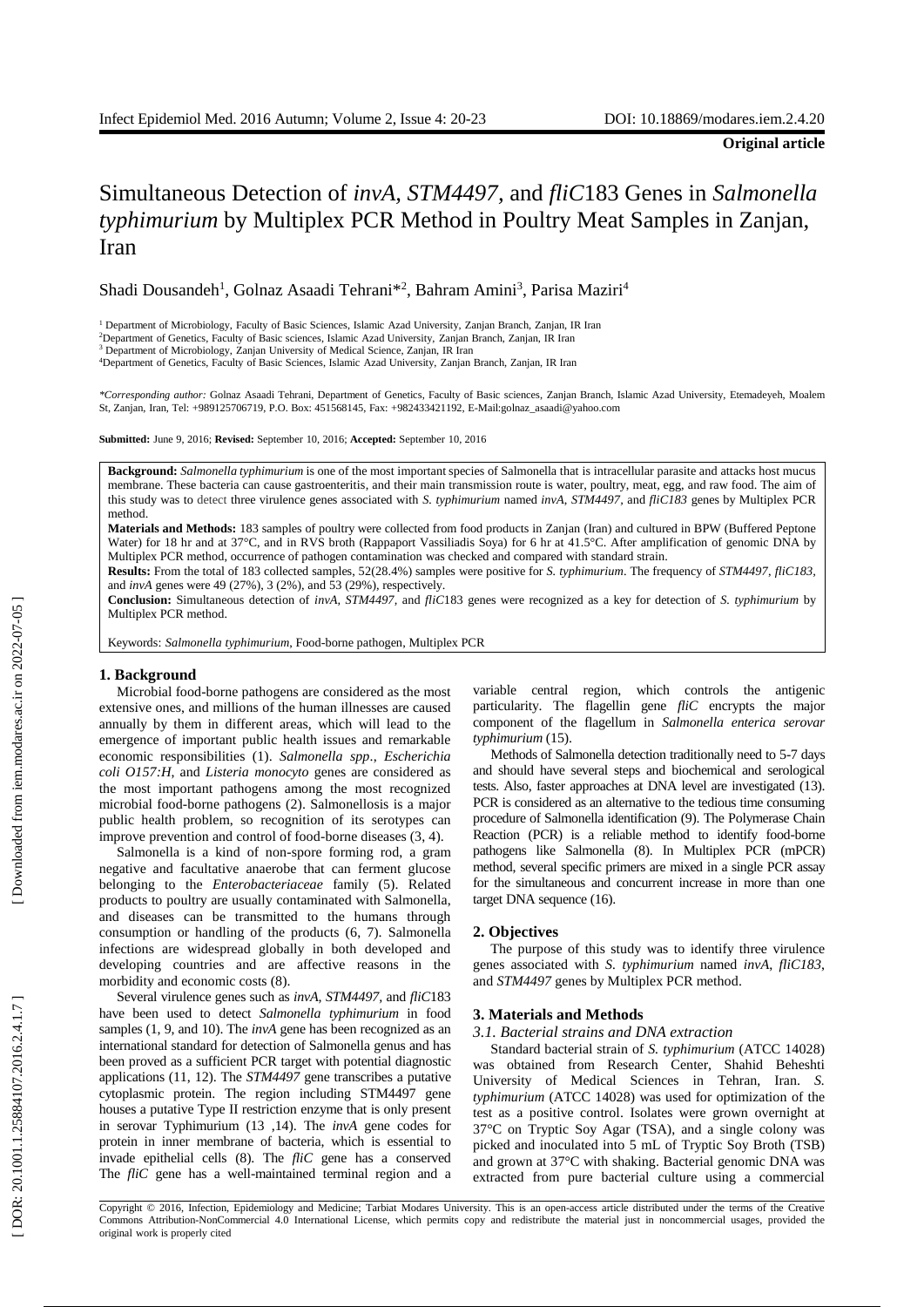**Original article**

# Simultaneous Detection of *invA*, *STM4497*, and *fliC*183 Genes in *Salmonella typhimurium* by Multiplex PCR Method in Poultry Meat Samples in Zanjan, Iran

Shadi Dousandeh[1], Golnaz Asaadi Tehrani*[2], Bahram Amini[3], Parisa Maziri[4]

[1] Department of Microbiology, Faculty of Basic Sciences, Islamic Azad University, Zanjan Branch, Zanjan, IR Iran
[2]Department of Genetics, Faculty of Basic sciences, Islamic Azad University, Zanjan Branch, Zanjan, IR Iran
[3] Department of Microbiology, Zanjan University of Medical Science, Zanjan, IR Iran
[4]Department of Genetics, Faculty of Basic Sciences, Islamic Azad University, Zanjan Branch, Zanjan, IR Iran

*\*Corresponding author:* Golnaz Asaadi Tehrani, Department of Genetics, Faculty of Basic sciences, Zanjan Branch, Islamic Azad University, Etemadeyeh, Moalem St, Zanjan, Iran, Tel: +989125706719, P.O. Box: 451568145, Fax: +982433421192, E-Mail:golnaz_asaadi@yahoo.com

**Submitted:** June 9, 2016; **Revised:** September 10, 2016; **Accepted:** September 10, 2016

**Background:** *Salmonella typhimurium* is one of the most important species of Salmonella that is intracellular parasite and attacks host mucus membrane. These bacteria can cause gastroenteritis, and their main transmission route is water, poultry, meat, egg, and raw food. The aim of this study was to detect three virulence genes associated with *S. typhimurium* named *invA*, *STM4497*, and *fliC183* genes by Multiplex PCR method.

**Materials and Methods:** 183 samples of poultry were collected from food products in Zanjan (Iran) and cultured in BPW (Buffered Peptone Water) for 18 hr and at 37°C, and in RVS broth (Rappaport Vassiliadis Soya) for 6 hr at 41.5°C. After amplification of genomic DNA by Multiplex PCR method, occurrence of pathogen contamination was checked and compared with standard strain.

**Results:** From the total of 183 collected samples, 52(28.4%) samples were positive for *S. typhimurium*. The frequency of *STM4497*, *fliC183*, and *invA* genes were 49 (27%), 3 (2%), and 53 (29%), respectively.

**Conclusion:** Simultaneous detection of *invA*, *STM4497*, and *fliC*183 genes were recognized as a key for detection of *S. typhimurium* by Multiplex PCR method.

Keywords: *Salmonella typhimurium*, Food-borne pathogen, Multiplex PCR

## 1. Background

Microbial food-borne pathogens are considered as the most extensive ones, and millions of the human illnesses are caused annually by them in different areas, which will lead to the emergence of important public health issues and remarkable economic responsibilities (1). *Salmonella spp.*, *Escherichia coli O157:H*, and *Listeria monocyto* genes are considered as the most important pathogens among the most recognized microbial food-borne pathogens (2). Salmonellosis is a major public health problem, so recognition of its serotypes can improve prevention and control of food-borne diseases (3, 4).

Salmonella is a kind of non-spore forming rod, a gram negative and facultative anaerobe that can ferment glucose belonging to the *Enterobacteriaceae* family (5). Related products to poultry are usually contaminated with Salmonella, and diseases can be transmitted to the humans through consumption or handling of the products (6, 7). Salmonella infections are widespread globally in both developed and developing countries and are affective reasons in the morbidity and economic costs (8).

Several virulence genes such as *invA*, *STM4497*, and *fli*C183 have been used to detect *Salmonella typhimurium* in food samples (1, 9, and 10). The *invA* gene has been recognized as an international standard for detection of Salmonella genus and has been proved as a sufficient PCR target with potential diagnostic applications (11, 12). The *STM4497* gene transcribes a putative cytoplasmic protein. The region including STM4497 gene houses a putative Type II restriction enzyme that is only present in serovar Typhimurium (13 ,14). The *invA* gene codes for protein in inner membrane of bacteria, which is essential to invade epithelial cells (8). The *fliC* gene has a conserved The *fliC* gene has a well-maintained terminal region and a variable central region, which controls the antigenic particularity. The flagellin gene *fliC* encrypts the major component of the flagellum in *Salmonella enterica serovar typhimurium* (15).

Methods of Salmonella detection traditionally need to 5-7 days and should have several steps and biochemical and serological tests. Also, faster approaches at DNA level are investigated (13). PCR is considered as an alternative to the tedious time consuming procedure of Salmonella identification (9). The Polymerase Chain Reaction (PCR) is a reliable method to identify food-borne pathogens like Salmonella (8). In Multiplex PCR (mPCR) method, several specific primers are mixed in a single PCR assay for the simultaneous and concurrent increase in more than one target DNA sequence (16).

## 2. Objectives

The purpose of this study was to identify three virulence genes associated with *S. typhimurium* named *invA*, *fliC183*, and *STM4497* genes by Multiplex PCR method.

## 3. Materials and Methods

### *3.1. Bacterial strains and DNA extraction*

Standard bacterial strain of *S. typhimurium* (ATCC 14028) was obtained from Research Center, Shahid Beheshti University of Medical Sciences in Tehran, Iran. *S. typhimurium* (ATCC 14028) was used for optimization of the test as a positive control. Isolates were grown overnight at 37°C on Tryptic Soy Agar (TSA), and a single colony was picked and inoculated into 5 mL of Tryptic Soy Broth (TSB) and grown at 37°C with shaking. Bacterial genomic DNA was extracted from pure bacterial culture using a commercial

Copyright © 2016, Infection, Epidemiology and Medicine; Tarbiat Modares University. This is an open-access article distributed under the terms of the Creative Commons Attribution-NonCommercial 4.0 International License, which permits copy and redistribute the material just in noncommercial usages, provided the original work is properly cited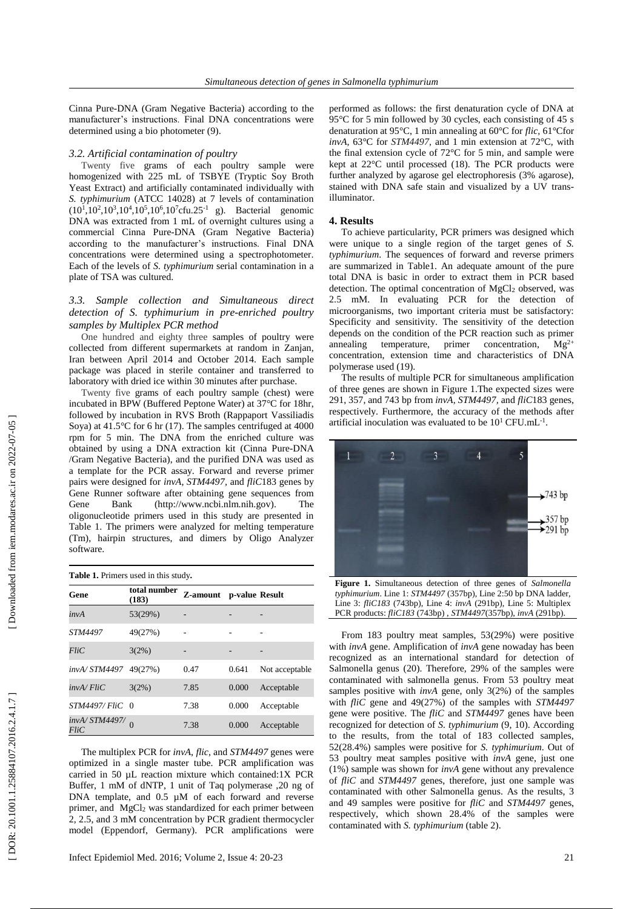Cinna Pure-DNA (Gram Negative Bacteria) according to the manufacturer's instructions. Final DNA concentrations were determined using a bio photometer (9).

### 3.2. Artificial contamination of poultry

Twenty five grams of each poultry sample were homogenized with 225 mL of TSBYE (Tryptic Soy Broth Yeast Extract) and artificially contaminated individually with *S. typhimurium* (ATCC 14028) at 7 levels of contamination ($10^1$,$10^2$,$10^3$,$10^4$,$10^5$,$10^6$,$10^7$cfu.$25^{-1}$ g). Bacterial genomic DNA was extracted from 1 mL of overnight cultures using a commercial Cinna Pure-DNA (Gram Negative Bacteria) according to the manufacturer's instructions. Final DNA concentrations were determined using a spectrophotometer. Each of the levels of *S. typhimurium* serial contamination in a plate of TSA was cultured.

### 3.3. Sample collection and Simultaneous direct detection of S. typhimurium in pre-enriched poultry samples by Multiplex PCR method

One hundred and eighty three samples of poultry were collected from different supermarkets at random in Zanjan, Iran between April 2014 and October 2014. Each sample package was placed in sterile container and transferred to laboratory with dried ice within 30 minutes after purchase.

Twenty five grams of each poultry sample (chest) were incubated in BPW (Buffered Peptone Water) at 37°C for 18hr, followed by incubation in RVS Broth (Rappaport Vassiliadis Soya) at 41.5°C for 6 hr (17). The samples centrifuged at 4000 rpm for 5 min. The DNA from the enriched culture was obtained by using a DNA extraction kit (Cinna Pure-DNA /Gram Negative Bacteria), and the purified DNA was used as a template for the PCR assay. Forward and reverse primer pairs were designed for *invA*, *STM4497*, and *fliC*183 genes by Gene Runner software after obtaining gene sequences from Gene Bank (http://www.ncbi.nlm.nih.gov). The oligonucleotide primers used in this study are presented in Table 1. The primers were analyzed for melting temperature (Tm), hairpin structures, and dimers by Oligo Analyzer software.

**Table 1.** Primers used in this study**.**

| Gene | total number (183) | Z-amount | p-value | Result |
|---|---|---|---|---|
| *invA* | 53(29%) | - | - | - |
| *STM4497* | 49(27%) | - | - | - |
| *FliC* | 3(2%) | - | - | - |
| *invA/ STM4497* | 49(27%) | 0.47 | 0.641 | Not acceptable |
| *invA/ FliC* | 3(2%) | 7.85 | 0.000 | Acceptable |
| *STM4497/ FliC* | 0 | 7.38 | 0.000 | Acceptable |
| *invA/ STM4497/ FliC* | 0 | 7.38 | 0.000 | Acceptable |

The multiplex PCR for *invA*, *flic*, and *STM4497* genes were optimized in a single master tube. PCR amplification was carried in 50 µL reaction mixture which contained:1X PCR Buffer, 1 mM of dNTP, 1 unit of Taq polymerase ,20 ng of DNA template, and 0.5 µM of each forward and reverse primer, and $MgCl_2$ was standardized for each primer between 2, 2.5, and 3 mM concentration by PCR gradient thermocycler model (Eppendorf, Germany). PCR amplifications were performed as follows: the first denaturation cycle of DNA at 95°C for 5 min followed by 30 cycles, each consisting of 45 s denaturation at 95°C, 1 min annealing at 60°C for *flic*, 61°Cfor *invA*, 63°C for *STM4497*, and 1 min extension at 72°C, with the final extension cycle of 72°C for 5 min, and sample were kept at 22°C until processed (18). The PCR products were further analyzed by agarose gel electrophoresis (3% agarose), stained with DNA safe stain and visualized by a UV trans-illuminator.

## 4. Results

To achieve particularity, PCR primers was designed which were unique to a single region of the target genes of *S. typhimurium*. The sequences of forward and reverse primers are summarized in Table1. An adequate amount of the pure total DNA is basic in order to extract them in PCR based detection. The optimal concentration of $MgCl_2$ observed, was 2.5 mM. In evaluating PCR for the detection of microorganisms, two important criteria must be satisfactory: Specificity and sensitivity. The sensitivity of the detection depends on the condition of the PCR reaction such as primer annealing temperature, primer concentration, $Mg^{2+}$ concentration, extension time and characteristics of DNA polymerase used (19).

The results of multiple PCR for simultaneous amplification of three genes are shown in Figure 1.The expected sizes were 291, 357, and 743 bp from *invA*, *STM4497*, and *fliC*183 genes, respectively. Furthermore, the accuracy of the methods after artificial inoculation was evaluated to be $10^1$ CFU.$mL^{-1}$.

1 2 3 4 5
743 bp
357 bp
291 bp

**Figure 1.** Simultaneous detection of three genes of *Salmonella typhimurium*. Line 1: *STM4497* (357bp), Line 2:50 bp DNA ladder, Line 3: *fliC183* (743bp), Line 4: *invA* (291bp), Line 5: Multiplex PCR products: *fliC183* (743bp) , *STM4497*(357bp), *invA* (291bp).

From 183 poultry meat samples, 53(29%) were positive with *invA* gene. Amplification of *invA* gene nowaday has been recognized as an international standard for detection of Salmonella genus (20). Therefore, 29% of the samples were contaminated with salmonella genus. From 53 poultry meat samples positive with *invA* gene, only 3(2%) of the samples with *fliC* gene and 49(27%) of the samples with *STM4497* gene were positive. The *fliC* and *STM4497* genes have been recognized for detection of *S. typhimurium* (9, 10). According to the results, from the total of 183 collected samples, 52(28.4%) samples were positive for *S. typhimurium*. Out of 53 poultry meat samples positive with *invA* gene, just one (1%) sample was shown for *invA* gene without any prevalence of *fliC* and *STM4497* genes, therefore, just one sample was contaminated with other Salmonella genus. As the results, 3 and 49 samples were positive for *fliC* and *STM4497* genes, respectively, which shown 28.4% of the samples were contaminated with *S. typhimurium* (table 2).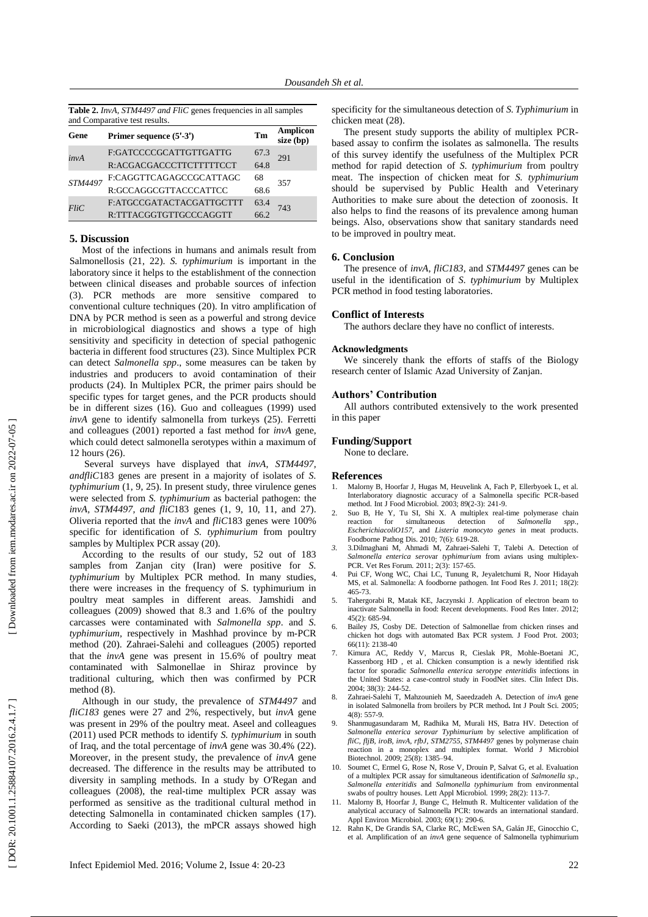**Table 2.** *InvA, STM4497 and FliC* genes frequencies in all samples and Comparative test results.

| Gene | Primer sequence (5′-3′) | Tm | Amplicon size (bp) |
|---|---|---|---|
| *invA* | F:GATCCCCGCATTGTTGATTG | 67.3 | 291 |
| | R:ACGACGACCCTTCTTTTTCCT | 64.8 | |
| *STM4497* | F:CAGGTTCAGAGCCGCATTAGC | 68 | 357 |
| | R:GCCAGGCGTTACCCATTCC | 68.6 | |
| *FliC* | F:ATGCCGATACTACGATTGCTTT | 63.4 | 743 |
| | R:TTTACGGTGTTGCCCAGGTT | 66.2 | |

## 5. Discussion

Most of the infections in humans and animals result from Salmonellosis (21, 22). *S. typhimurium* is important in the laboratory since it helps to the establishment of the connection between clinical diseases and probable sources of infection (3). PCR methods are more sensitive compared to conventional culture techniques (20). In vitro amplification of DNA by PCR method is seen as a powerful and strong device in microbiological diagnostics and shows a type of high sensitivity and specificity in detection of special pathogenic bacteria in different food structures (23). Since Multiplex PCR can detect *Salmonella spp*., some measures can be taken by industries and producers to avoid contamination of their products (24). In Multiplex PCR, the primer pairs should be specific types for target genes, and the PCR products should be in different sizes (16). Guo and colleagues (1999) used *invA* gene to identify salmonella from turkeys (25). Ferretti and colleagues (2001) reported a fast method for *invA* gene, which could detect salmonella serotypes within a maximum of 12 hours (26).

Several surveys have displayed that *invA, STM4497, andfliC*183 genes are present in a majority of isolates of *S. typhimurium* (1, 9, 25). In present study, three virulence genes were selected from *S. typhimurium* as bacterial pathogen: the *invA, STM4497, and fliC*183 genes (1, 9, 10, 11, and 27). Oliveria reported that the *invA* and *fliC*183 genes were 100% specific for identification of *S. typhimurium* from poultry samples by Multiplex PCR assay (20).

According to the results of our study, 52 out of 183 samples from Zanjan city (Iran) were positive for *S. typhimurium* by Multiplex PCR method. In many studies, there were increases in the frequency of S. typhimurium in poultry meat samples in different areas. Jamshidi and colleagues (2009) showed that 8.3 and 1.6% of the poultry carcasses were contaminated with *Salmonella spp*. and *S. typhimurium*, respectively in Mashhad province by m-PCR method (20). Zahraei-Salehi and colleagues (2005) reported that the *invA* gene was present in 15.6% of poultry meat contaminated with Salmonellae in Shiraz province by traditional culturing, which then was confirmed by PCR method (8).

Although in our study, the prevalence of *STM4497* and *fliC183* genes were 27 and 2%, respectively, but *invA* gene was present in 29% of the poultry meat. Aseel and colleagues (2011) used PCR methods to identify *S. typhimurium* in south of Iraq, and the total percentage of *invA* gene was 30.4% (22). Moreover, in the present study, the prevalence of *invA* gene decreased. The difference in the results may be attributed to diversity in sampling methods. In a study by O'Regan and colleagues (2008), the real-time multiplex PCR assay was performed as sensitive as the traditional cultural method in detecting Salmonella in contaminated chicken samples (17). According to Saeki (2013), the mPCR assays showed high specificity for the simultaneous detection of *S. Typhimurium* in chicken meat (28).

The present study supports the ability of multiplex PCR-based assay to confirm the isolates as salmonella. The results of this survey identify the usefulness of the Multiplex PCR method for rapid detection of *S. typhimurium* from poultry meat. The inspection of chicken meat for *S. typhimurium* should be supervised by Public Health and Veterinary Authorities to make sure about the detection of zoonosis. It also helps to find the reasons of its prevalence among human beings. Also, observations show that sanitary standards need to be improved in poultry meat.

## 6. Conclusion

The presence of *invA*, *fliC183*, and *STM4497* genes can be useful in the identification of *S. typhimurium* by Multiplex PCR method in food testing laboratories.

### Conflict of Interests

The authors declare they have no conflict of interests.

#### Acknowledgments

We sincerely thank the efforts of staffs of the Biology research center of Islamic Azad University of Zanjan.

### Authors' Contribution

All authors contributed extensively to the work presented in this paper

### Funding/Support

None to declare.

### References

1. Malorny B, Hoorfar J, Hugas M, Heuvelink A, Fach P, Ellerbyoek L, et al. Interlaboratory diagnostic accuracy of a Salmonella specific PCR-based method. Int J Food Microbiol. 2003; 89(2-3): 241-9.
2. Suo B, He Y, Tu SI, Shi X. A multiplex real-time polymerase chain reaction for simultaneous detection of *Salmonella spp., EscherichiacoliO157*, and *Listeria monocyto genes* in meat products. Foodborne Pathog Dis. 2010; 7(6): 619-28.
3. 3.Dilmaghani M, Ahmadi M, Zahraei-Salehi T, Talebi A. Detection of *Salmonella enterica serovar typhimurium* from avians using multiplex-PCR. Vet Res Forum. 2011; 2(3): 157-65.
4. Pui CF, Wong WC, Chai LC, Tunung R, Jeyaletchumi R, Noor Hidayah MS, et al. Salmonella: A foodborne pathogen. Int Food Res J. 2011; 18(2): 465-73.
5. Tahergorabi R, Matak KE, Jaczynski J. Application of electron beam to inactivate Salmonella in food: Recent developments. Food Res Inter. 2012; 45(2): 685-94.
6. Bailey JS, Cosby DE. Detection of Salmonellae from chicken rinses and chicken hot dogs with automated Bax PCR system. J Food Prot. 2003; 66(11): 2138-40
7. Kimura AC, Reddy V, Marcus R, Cieslak PR, Mohle-Boetani JC, Kassenborg HD , et al. Chicken consumption is a newly identified risk factor for sporadic *Salmonella enterica serotype enteritidis* infections in the United States: a case-control study in FoodNet sites. Clin Infect Dis. 2004; 38(3): 244-52.
8. Zahraei-Salehi T, Mahzounieh M, Saeedzadeh A. Detection of *invA* gene in isolated Salmonella from broilers by PCR method**.** Int J Poult Sci. 2005; 4(8): 557-9.
9. Shanmugasundaram M, Radhika M, Murali HS, Batra HV. Detection of *Salmonella enterica serovar Typhimurium* by selective amplification of *fliC, fljB, iroB, invA, rfbJ, STM2755, STM4497* genes by polymerase chain reaction in a monoplex and multiplex format. World J Microbiol Biotechnol. 2009; 25(8): 1385–94.
10. Soumet C, Ermel G, Rose N, Rose V, Drouin P, Salvat G, et al. Evaluation of a multiplex PCR assay for simultaneous identification of *Salmonella sp., Salmonella enteritidis* and *Salmonella typhimurium* from environmental swabs of poultry houses. Lett Appl Microbiol. 1999; 28(2): 113-7.
11. Malorny B, Hoorfar J, Bunge C, Helmuth R. Multicenter validation of the analytical accuracy of Salmonella PCR: towards an international standard. Appl Environ Microbiol. 2003; 69(1): 290-6.
12. Rahn K, De Grandis SA, Clarke RC, McEwen SA, Galán JE, Ginocchio C, et al. Amplification of an *invA* gene sequence of Salmonella typhimurium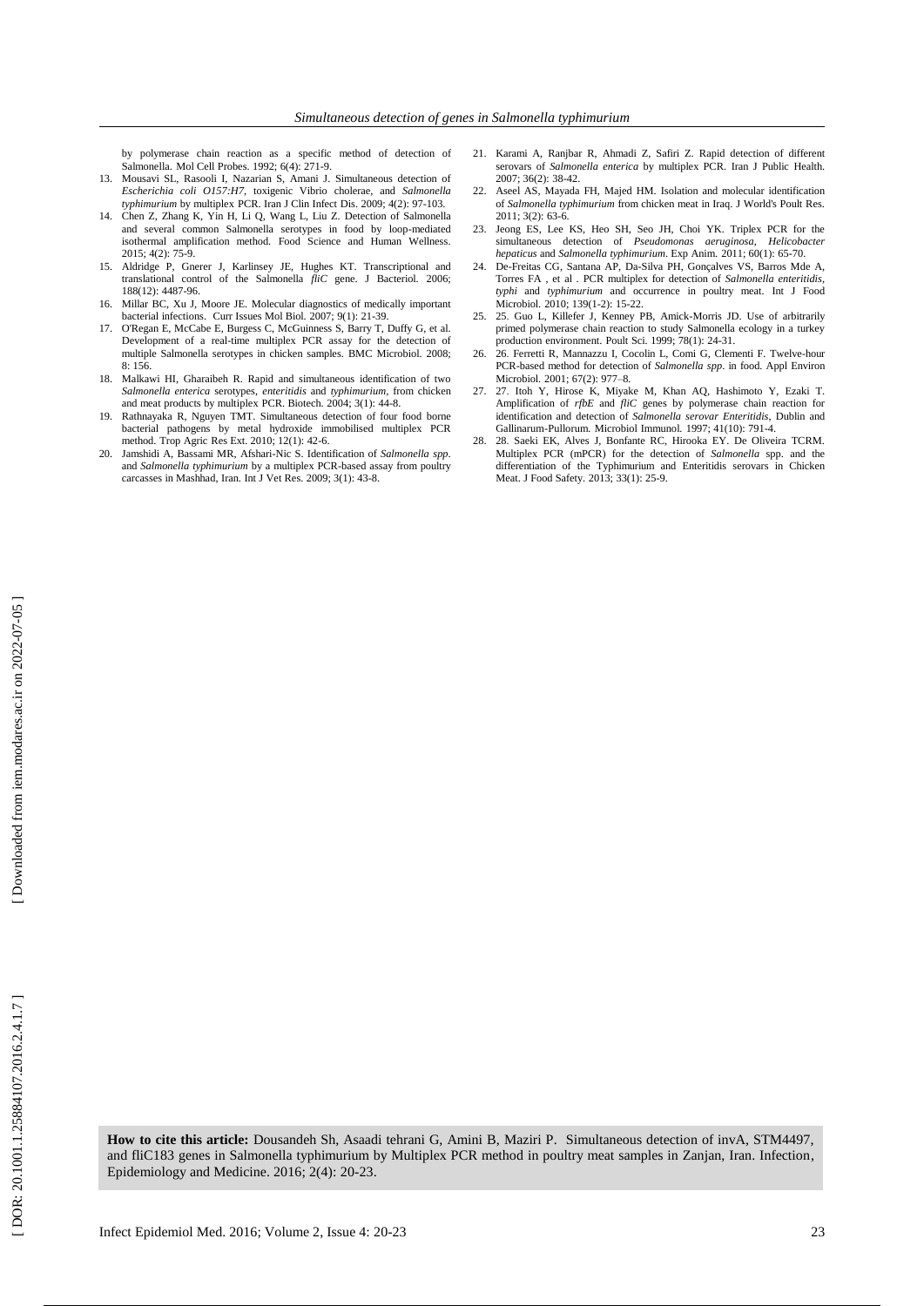by polymerase chain reaction as a specific method of detection of Salmonella. Mol Cell Probes. 1992; 6(4): 271-9.

13. Mousavi SL, Rasooli I, Nazarian S, Amani J. Simultaneous detection of *Escherichia coli O157:H7*, toxigenic Vibrio cholerae, and *Salmonella typhimurium* by multiplex PCR. Iran J Clin Infect Dis. 2009; 4(2): 97-103.
14. Chen Z, Zhang K, Yin H, Li Q, Wang L, Liu Z. Detection of Salmonella and several common Salmonella serotypes in food by loop-mediated isothermal amplification method. Food Science and Human Wellness. 2015; 4(2): 75-9.
15. Aldridge P, Gnerer J, Karlinsey JE, Hughes KT. Transcriptional and translational control of the Salmonella *fliC* gene. J Bacteriol. 2006; 188(12): 4487-96.
16. Millar BC, Xu J, Moore JE. Molecular diagnostics of medically important bacterial infections. Curr Issues Mol Biol. 2007; 9(1): 21-39.
17. O'Regan E, McCabe E, Burgess C, McGuinness S, Barry T, Duffy G, et al. Development of a real-time multiplex PCR assay for the detection of multiple Salmonella serotypes in chicken samples. BMC Microbiol. 2008; 8: 156.
18. Malkawi HI, Gharaibeh R. Rapid and simultaneous identification of two *Salmonella enterica* serotypes, *enteritidis* and *typhimurium*, from chicken and meat products by multiplex PCR. Biotech. 2004; 3(1): 44-8.
19. Rathnayaka R, Nguyen TMT. Simultaneous detection of four food borne bacterial pathogens by metal hydroxide immobilised multiplex PCR method. Trop Agric Res Ext. 2010; 12(1): 42-6.
20. Jamshidi A, Bassami MR, Afshari-Nic S. Identification of *Salmonella spp*. and *Salmonella typhimurium* by a multiplex PCR-based assay from poultry carcasses in Mashhad, Iran. Int J Vet Res. 2009; 3(1): 43-8.
21. Karami A, Ranjbar R, Ahmadi Z, Safiri Z. Rapid detection of different serovars of *Salmonella enterica* by multiplex PCR. Iran J Public Health. 2007; 36(2): 38-42.
22. Aseel AS, Mayada FH, Majed HM. Isolation and molecular identification of *Salmonella typhimurium* from chicken meat in Iraq. J World's Poult Res. 2011; 3(2): 63-6.
23. Jeong ES, Lee KS, Heo SH, Seo JH, Choi YK. Triplex PCR for the simultaneous detection of *Pseudomonas aeruginosa*, *Helicobacter hepaticus* and *Salmonella typhimurium*. Exp Anim. 2011; 60(1): 65-70.
24. De-Freitas CG, Santana AP, Da-Silva PH, Gonçalves VS, Barros Mde A, Torres FA , et al . PCR multiplex for detection of *Salmonella enteritidis*, *typhi* and *typhimurium* and occurrence in poultry meat. Int J Food Microbiol. 2010; 139(1-2): 15-22.
25. 25. Guo L, Killefer J, Kenney PB, Amick-Morris JD. Use of arbitrarily primed polymerase chain reaction to study Salmonella ecology in a turkey production environment. Poult Sci. 1999; 78(1): 24-31.
26. 26. Ferretti R, Mannazzu I, Cocolin L, Comi G, Clementi F. Twelve-hour PCR-based method for detection of *Salmonella spp*. in food. Appl Environ Microbiol. 2001; 67(2): 977–8.
27. 27. Itoh Y, Hirose K, Miyake M, Khan AQ, Hashimoto Y, Ezaki T. Amplification of *rfbE* and *fliC* genes by polymerase chain reaction for identification and detection of *Salmonella serovar Enteritidis*, Dublin and Gallinarum-Pullorum. Microbiol Immunol. 1997; 41(10): 791-4.
28. 28. Saeki EK, Alves J, Bonfante RC, Hirooka EY. De Oliveira TCRM. Multiplex PCR (mPCR) for the detection of *Salmonella* spp. and the differentiation of the Typhimurium and Enteritidis serovars in Chicken Meat. J Food Safety. 2013; 33(1): 25-9.

**How to cite this article:** Dousandeh Sh, Asaadi tehrani G, Amini B, Maziri P. Simultaneous detection of invA, STM4497, and fliC183 genes in Salmonella typhimurium by Multiplex PCR method in poultry meat samples in Zanjan, Iran. Infection, Epidemiology and Medicine. 2016; 2(4): 20-23.